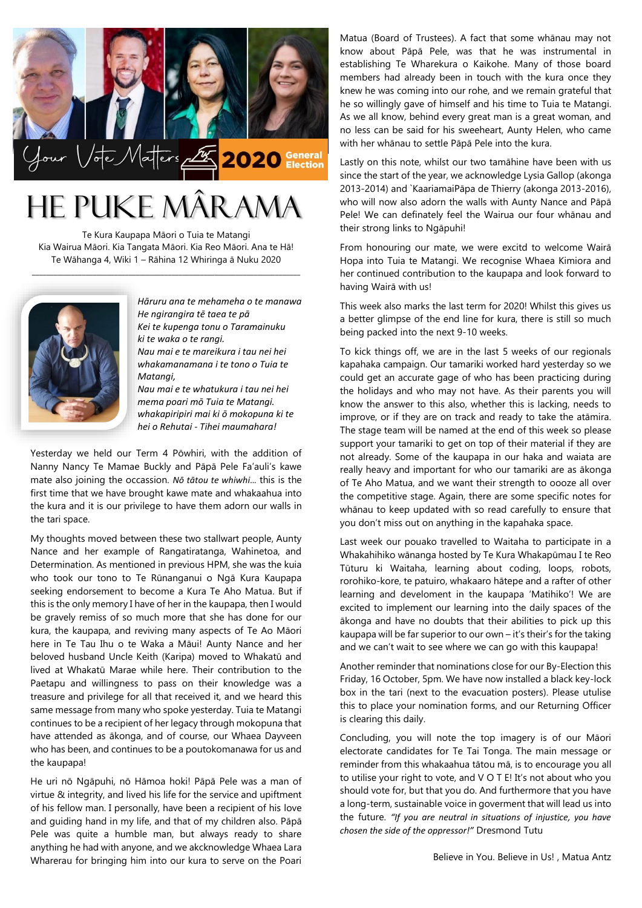Your Vote Matters 2020 General Election

# HE PUKE MÂRAMA

Te Kura Kaupapa Māori o Tuia te Matangi
Kia Wairua Māori. Kia Tangata Māori. Kia Reo Māori. Ana te Hā!
Te Wāhanga 4, Wiki 1 – Rāhina 12 Whiringa ā Nuku 2020

*Hāruru ana te mehameha o te manawa*
*He ngirangira tē taea te pā*
*Kei te kupenga tonu o Taramainuku*
*ki te waka o te rangi.*
*Nau mai e te mareikura i tau nei hei whakamanamana i te tono o Tuia te Matangi,*
*Nau mai e te whatukura i tau nei hei mema poari mō Tuia te Matangi.*
*whakapiripiri mai ki ō mokopuna ki te hei o Rehutai - Tihei maumahara!*

Yesterday we held our Term 4 Pōwhiri, with the addition of Nanny Nancy Te Mamae Buckly and Pāpā Pele Fa'auli's kawe mate also joining the occassion. *Nō tātou te whiwhi...* this is the first time that we have brought kawe mate and whakaahua into the kura and it is our privilege to have them adorn our walls in the tari space.

My thoughts moved between these two stallwart people, Aunty Nance and her example of Rangatiratanga, Wahinetoa, and Determination. As mentioned in previous HPM, she was the kuia who took our tono to Te Rūnanganui o Ngā Kura Kaupapa seeking endorsement to become a Kura Te Aho Matua. But if this is the only memory I have of her in the kaupapa, then I would be gravely remiss of so much more that she has done for our kura, the kaupapa, and reviving many aspects of Te Ao Māori here in Te Tau Ihu o te Waka a Māui! Aunty Nance and her beloved husband Uncle Keith (Karipa) moved to Whakatū and lived at Whakatū Marae while here. Their contribution to the Paetapu and willingness to pass on their knowledge was a treasure and privilege for all that received it, and we heard this same message from many who spoke yesterday. Tuia te Matangi continues to be a recipient of her legacy through mokopuna that have attended as ākonga, and of course, our Whaea Dayveen who has been, and continues to be a poutokomanawa for us and the kaupapa!

He uri nō Ngāpuhi, nō Hāmoa hoki! Pāpā Pele was a man of virtue & integrity, and lived his life for the service and upiftment of his fellow man. I personally, have been a recipient of his love and guiding hand in my life, and that of my children also. Pāpā Pele was quite a humble man, but always ready to share anything he had with anyone, and we akcknowledge Whaea Lara Wharerau for bringing him into our kura to serve on the Poari Matua (Board of Trustees). A fact that some whānau may not know about Pāpā Pele, was that he was instrumental in establishing Te Wharekura o Kaikohe. Many of those board members had already been in touch with the kura once they knew he was coming into our rohe, and we remain grateful that he so willingly gave of himself and his time to Tuia te Matangi. As we all know, behind every great man is a great woman, and no less can be said for his sweeheart, Aunty Helen, who came with her whānau to settle Pāpā Pele into the kura.

Lastly on this note, whilst our two tamāhine have been with us since the start of the year, we acknowledge Lysia Gallop (akonga 2013-2014) and `KaariamaiPāpa de Thierry (akonga 2013-2016), who will now also adorn the walls with Aunty Nance and Pāpā Pele! We can definately feel the Wairua our four whānau and their strong links to Ngāpuhi!

From honouring our mate, we were excitd to welcome Wairā Hopa into Tuia te Matangi. We recognise Whaea Kimiora and her continued contribution to the kaupapa and look forward to having Wairā with us!

This week also marks the last term for 2020! Whilst this gives us a better glimpse of the end line for kura, there is still so much being packed into the next 9-10 weeks.

To kick things off, we are in the last 5 weeks of our regionals kapahaka campaign. Our tamariki worked hard yesterday so we could get an accurate gage of who has been practicing during the holidays and who may not have. As their parents you will know the answer to this also, whether this is lacking, needs to improve, or if they are on track and ready to take the atāmira. The stage team will be named at the end of this week so please support your tamariki to get on top of their material if they are not already. Some of the kaupapa in our haka and waiata are really heavy and important for who our tamariki are as ākonga of Te Aho Matua, and we want their strength to oooze all over the competitive stage. Again, there are some specific notes for whānau to keep updated with so read carefully to ensure that you don't miss out on anything in the kapahaka space.

Last week our pouako travelled to Waitaha to participate in a Whakahihiko wānanga hosted by Te Kura Whakapūmau I te Reo Tūturu ki Waitaha, learning about coding, loops, robots, rorohiko-kore, te patuiro, whakaaro hātepe and a rafter of other learning and develoment in the kaupapa 'Matihiko'! We are excited to implement our learning into the daily spaces of the ākonga and have no doubts that their abilities to pick up this kaupapa will be far superior to our own – it's their's for the taking and we can't wait to see where we can go with this kaupapa!

Another reminder that nominations close for our By-Election this Friday, 16 October, 5pm. We have now installed a black key-lock box in the tari (next to the evacuation posters). Please utulise this to place your nomination forms, and our Returning Officer is clearing this daily.

Concluding, you will note the top imagery is of our Māori electorate candidates for Te Tai Tonga. The main message or reminder from this whakaahua tātou mā, is to encourage you all to utilise your right to vote, and V O T E! It's not about who you should vote for, but that you do. And furthermore that you have a long-term, sustainable voice in goverment that will lead us into the future. *"If you are neutral in situations of injustice, you have chosen the side of the oppressor!"* Dresmond Tutu

Believe in You. Believe in Us! , Matua Antz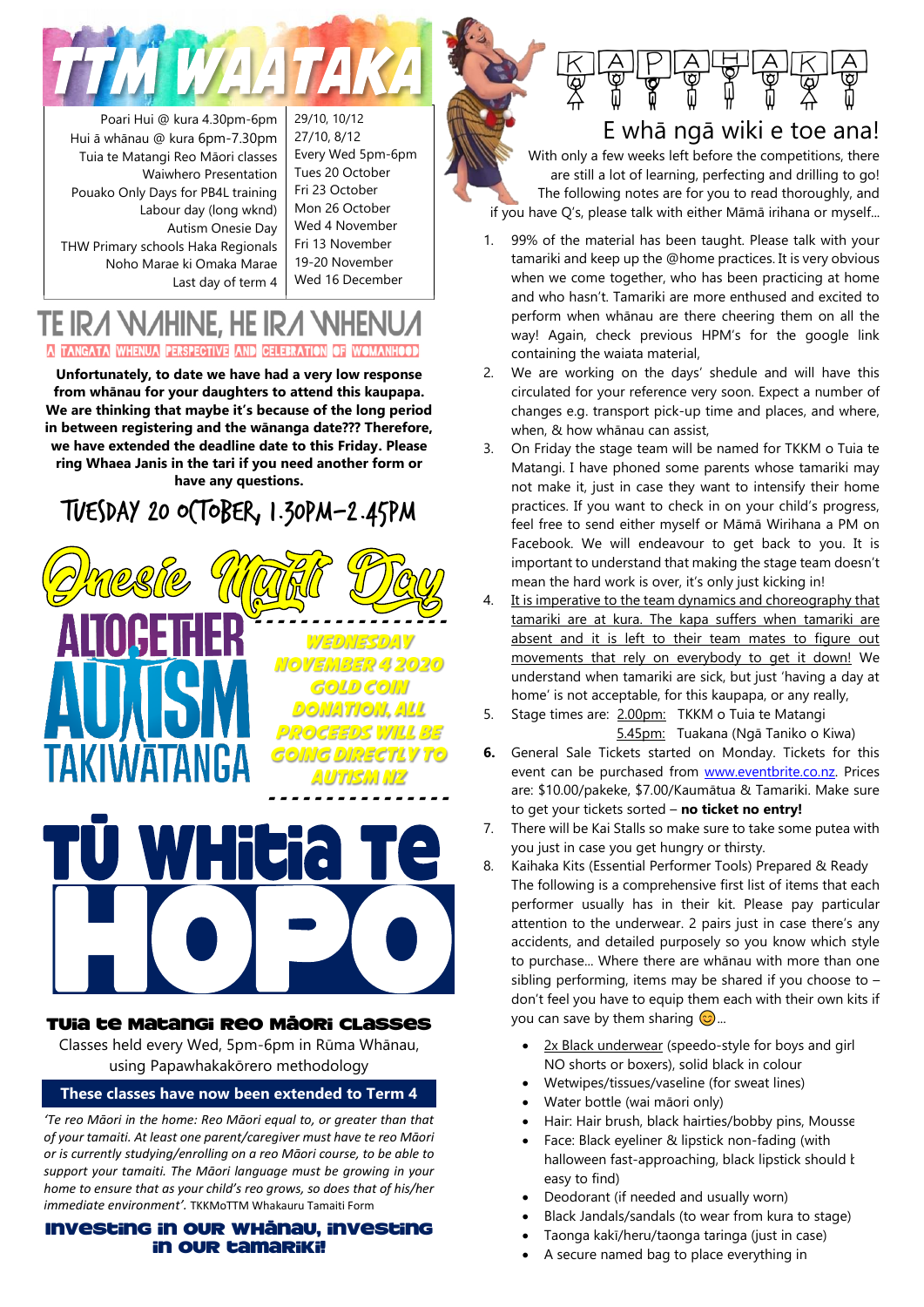# TTM WAATAKA

| Event | Date |
|---|---|
| Poari Hui @ kura 4.30pm-6pm | 29/10, 10/12 |
| Hui ā whānau @ kura 6pm-7.30pm | 27/10, 8/12 |
| Tuia te Matangi Reo Māori classes | Every Wed 5pm-6pm |
| Waiwhero Presentation | Tues 20 October |
| Pouako Only Days for PB4L training | Fri 23 October |
| Labour day (long wknd) | Mon 26 October |
| Autism Onesie Day | Wed 4 November |
| THW Primary schools Haka Regionals | Fri 13 November |
| Noho Marae ki Omaka Marae | 19-20 November |
| Last day of term 4 | Wed 16 December |

# TE IRA WAHINE, HE IRA WHENUA

A TANGATA WHENUA PERSPECTIVE AND CELEBRATION OF WOMANHOOD

**Unfortunately, to date we have had a very low response from whānau for your daughters to attend this kaupapa. We are thinking that maybe it's because of the long period in between registering and the wānanga date??? Therefore, we have extended the deadline date to this Friday. Please ring Whaea Janis in the tari if you need another form or have any questions.**

## TUESDAY 20 OCTOBER, 1.30PM-2.45PM

# Onesie Mufti Day

ALTOGETHER AUTISM TAKIWĀTANGA

WEDNESDAY NOVEMBER 4 2020

GOLD COIN DONATION, ALL PROCEEDS WILL BE GOING DIRECTLY TO AUTISM NZ

# TŪ WHITIA TE HOPO

## Tuia te Matangi Reo Māori Classes

Classes held every Wed, 5pm-6pm in Rūma Whānau, using Papawhakakōrero methodology

**These classes have now been extended to Term 4**

*'Te reo Māori in the home: Reo Māori equal to, or greater than that of your tamaiti. At least one parent/caregiver must have te reo Māori or is currently studying/enrolling on a reo Māori course, to be able to support your tamaiti. The Māori language must be growing in your home to ensure that as your child's reo grows, so does that of his/her immediate environment'.* TKKMoTTM Whakauru Tamaiti Form

**INVESTING IN OUR WHĀNAU, INVESTING IN OUR TAMARIKI!**

# KAPAHAKA

## E whā ngā wiki e toe ana!

With only a few weeks left before the competitions, there are still a lot of learning, perfecting and drilling to go! The following notes are for you to read thoroughly, and if you have Q's, please talk with either Māmā irihana or myself...

1. 99% of the material has been taught. Please talk with your tamariki and keep up the @home practices. It is very obvious when we come together, who has been practicing at home and who hasn't. Tamariki are more enthused and excited to perform when whānau are there cheering them on all the way! Again, check previous HPM's for the google link containing the waiata material,
2. We are working on the days' shedule and will have this circulated for your reference very soon. Expect a number of changes e.g. transport pick-up time and places, and where, when, & how whānau can assist,
3. On Friday the stage team will be named for TKKM o Tuia te Matangi. I have phoned some parents whose tamariki may not make it, just in case they want to intensify their home practices. If you want to check in on your child's progress, feel free to send either myself or Māmā Wirihana a PM on Facebook. We will endeavour to get back to you. It is important to understand that making the stage team doesn't mean the hard work is over, it's only just kicking in!
4. <u>It is imperative to the team dynamics and choreography that tamariki are at kura. The kapa suffers when tamariki are absent and it is left to their team mates to figure out movements that rely on everybody to get it down!</u> We understand when tamariki are sick, but just 'having a day at home' is not acceptable, for this kaupapa, or any really,
5. Stage times are: <u>2.00pm:</u> TKKM o Tuia te Matangi
   <u>5.45pm:</u> Tuakana (Ngā Taniko o Kiwa)
6. General Sale Tickets started on Monday. Tickets for this event can be purchased from www.eventbrite.co.nz. Prices are: $10.00/pakeke, $7.00/Kaumātua & Tamariki. Make sure to get your tickets sorted – **no ticket no entry!**
7. There will be Kai Stalls so make sure to take some putea with you just in case you get hungry or thirsty.
8. Kaihaka Kits (Essential Performer Tools) Prepared & Ready
   The following is a comprehensive first list of items that each performer usually has in their kit. Please pay particular attention to the underwear. 2 pairs just in case there's any accidents, and detailed purposely so you know which style to purchase... Where there are whānau with more than one sibling performing, items may be shared if you choose to – don't feel you have to equip them each with their own kits if you can save by them sharing 😊...
   - <u>2x Black underwear</u> (speedo-style for boys and girl NO shorts or boxers), solid black in colour
   - Wetwipes/tissues/vaseline (for sweat lines)
   - Water bottle (wai māori only)
   - Hair: Hair brush, black hairties/bobby pins, Mousse
   - Face: Black eyeliner & lipstick non-fading (with halloween fast-approaching, black lipstick should b easy to find)
   - Deodorant (if needed and usually worn)
   - Black Jandals/sandals (to wear from kura to stage)
   - Taonga kakī/heru/taonga taringa (just in case)
   - A secure named bag to place everything in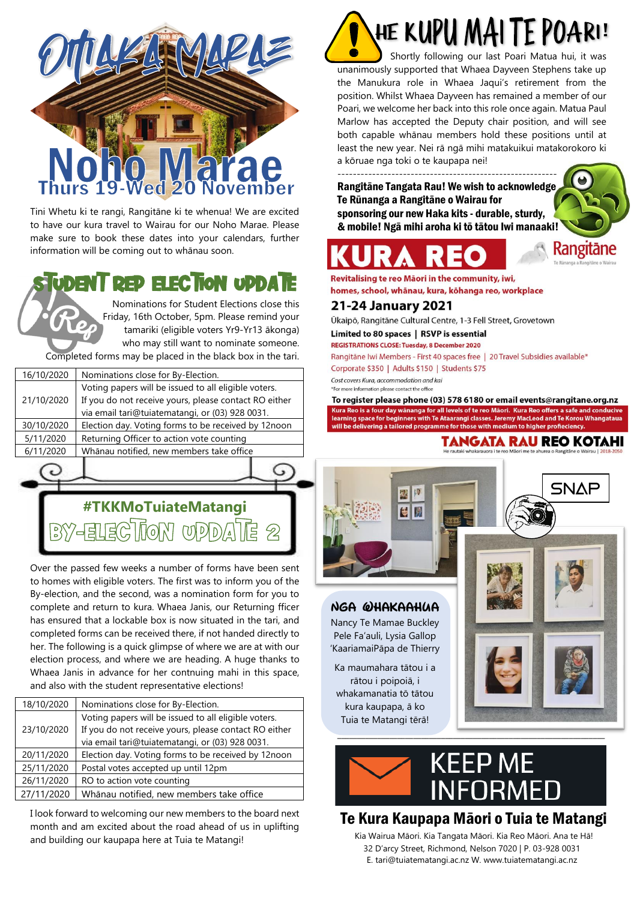# Otiaka Marae

## Noho Marae

### Thurs 19-Wed 20 November

Tini Whetu ki te rangi, Rangitāne ki te whenua! We are excited to have our kura travel to Wairau for our Noho Marae. Please make sure to book these dates into your calendars, further information will be coming out to whānau soon.

## Student Rep Election Update

Nominations for Student Elections close this Friday, 16th October, 5pm. Please remind your tamariki (eligible voters Yr9-Yr13 ākonga) who may still want to nominate someone. Completed forms may be placed in the black box in the tari.

| | |
|---|---|
| 16/10/2020 | Nominations close for By-Election. |
| 21/10/2020 | Voting papers will be issued to all eligible voters. If you do not receive yours, please contact RO either via email tari@tuiatematangi, or (03) 928 0031. |
| 30/10/2020 | Election day. Voting forms to be received by 12noon |
| 5/11/2020 | Returning Officer to action vote counting |
| 6/11/2020 | Whānau notified, new members take office |

## #TKKMoTuiateMatangi

## By-Election Update 2

Over the passed few weeks a number of forms have been sent to homes with eligible voters. The first was to inform you of the By-election, and the second, was a nomination form for you to complete and return to kura. Whaea Janis, our Returning fficer has ensured that a lockable box is now situated in the tari, and completed forms can be received there, if not handed directly to her. The following is a quick glimpse of where we are at with our election process, and where we are heading. A huge thanks to Whaea Janis in advance for her contnuing mahi in this space, and also with the student representative elections!

| | |
|---|---|
| 18/10/2020 | Nominations close for By-Election. |
| 23/10/2020 | Voting papers will be issued to all eligible voters. If you do not receive yours, please contact RO either via email tari@tuiatematangi, or (03) 928 0031. |
| 20/11/2020 | Election day. Voting forms to be received by 12noon |
| 25/11/2020 | Postal votes accepted up until 12pm |
| 26/11/2020 | RO to action vote counting |
| 27/11/2020 | Whānau notified, new members take office |

I look forward to welcoming our new members to the board next month and am excited about the road ahead of us in uplifting and building our kaupapa here at Tuia te Matangi!

## He Kupu Mai Te Poari!

Shortly following our last Poari Matua hui, it was unanimously supported that Whaea Dayveen Stephens take up the Manukura role in Whaea Jaqui's retirement from the position. Whilst Whaea Dayveen has remained a member of our Poari, we welcome her back into this role once again. Matua Paul Marlow has accepted the Deputy chair position, and will see both capable whānau members hold these positions until at least the new year. Nei rā ngā mihi matakuikui matakorokoro ki a kōruae nga toki o te kaupapa nei!

---

**Rangitāne Tangata Rau! We wish to acknowledge Te Rūnanga a Rangitāne o Wairau for sponsoring our new Haka kits - durable, sturdy, & mobile! Ngā mihi aroha ki tō tātou Iwi manaaki!**

## KURA REO

Rangitāne
Te Rūnanga a Rangitāne o Wairau

**Revitalising te reo Māori in the community, iwi, homes, school, whānau, kura, kōhanga reo, workplace**

**21-24 January 2021**

Ūkaipō, Rangitāne Cultural Centre, 1-3 Fell Street, Grovetown

**Limited to 80 spaces | RSVP is essential**

**REGISTRATIONS CLOSE: Tuesday, 8 December 2020**

Rangitāne Iwi Members - First 40 spaces free | 20 Travel Subsidies available*

Corporate $350 | Adults $150 | Students $75

*Cost covers Kura, accommodation and kai*

*For more information please contact the office

**To register please phone (03) 578 6180 or email events@rangitane.org.nz**

**Kura Reo is a four day wānanga for all levels of te reo Māori. Kura Reo offers a safe and conducive learning space for beginners with Te Ataarangi classes. Jeremy MacLeod and Te Korou Whangataua will be delivering a tailored programme for those with medium to higher profieciency.**

**TANGATA RAU REO KOTAHI**

He rautaki whakarauora i te reo Māori me te ahurea o Rangitāne o Wairau | 2018-2050

## SNAP

## Nga Whakaahua

Nancy Te Mamae Buckley
Pele Fa'auli, Lysia Gallop
'KaariamaiPāpa de Thierry

Ka maumahara tātou i a rātou i poipoiā, i whakamanatia tō tātou kura kaupapa, ā ko Tuia te Matangi tērā!

## KEEP ME INFORMED

## Te Kura Kaupapa Māori o Tuia te Matangi

Kia Wairua Māori. Kia Tangata Māori. Kia Reo Māori. Ana te Hā!
32 D'arcy Street, Richmond, Nelson 7020 | P. 03-928 0031
E. tari@tuiatematangi.ac.nz W. www.tuiatematangi.ac.nz